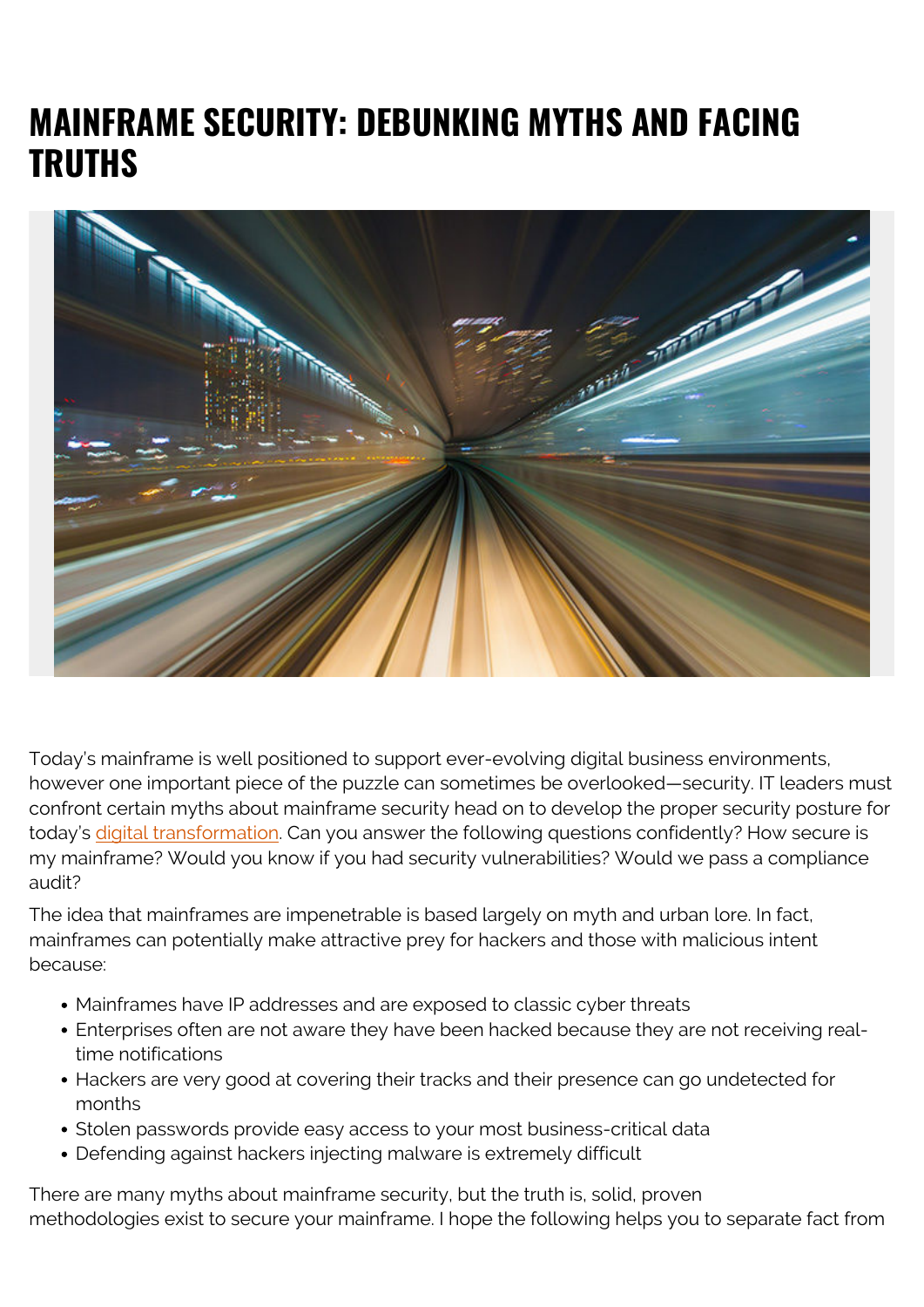# MAINFRAME SECURITY: DEBUNKING MYTHS AND FACING TRUTHS

Today's mainframe is well positioned to support ever-evolving digital business environments, however one important piece of the puzzle can sometimes be overlooked—security. IT leaders must confront certain myths about mainframe security head on to develop the proper security posture for today's digital transformation. Can you answer the following questions confidently? How secure is my mainframe? Would you know if you had security vulnerabilities? Would we pass a compliance audit?

The idea that mainframes are impenetrable is based largely on myth and urban lore. In fact, mainframes can potentially make attractive prey for hackers and those with malicious intent because:

- Mainframes have IP addresses and are exposed to classic cyber threats
- Enterprises often are not aware they have been hacked because they are not receiving real-time notifications
- Hackers are very good at covering their tracks and their presence can go undetected for months
- Stolen passwords provide easy access to your most business-critical data
- Defending against hackers injecting malware is extremely difficult

There are many myths about mainframe security, but the truth is, solid, proven methodologies exist to secure your mainframe. I hope the following helps you to separate fact from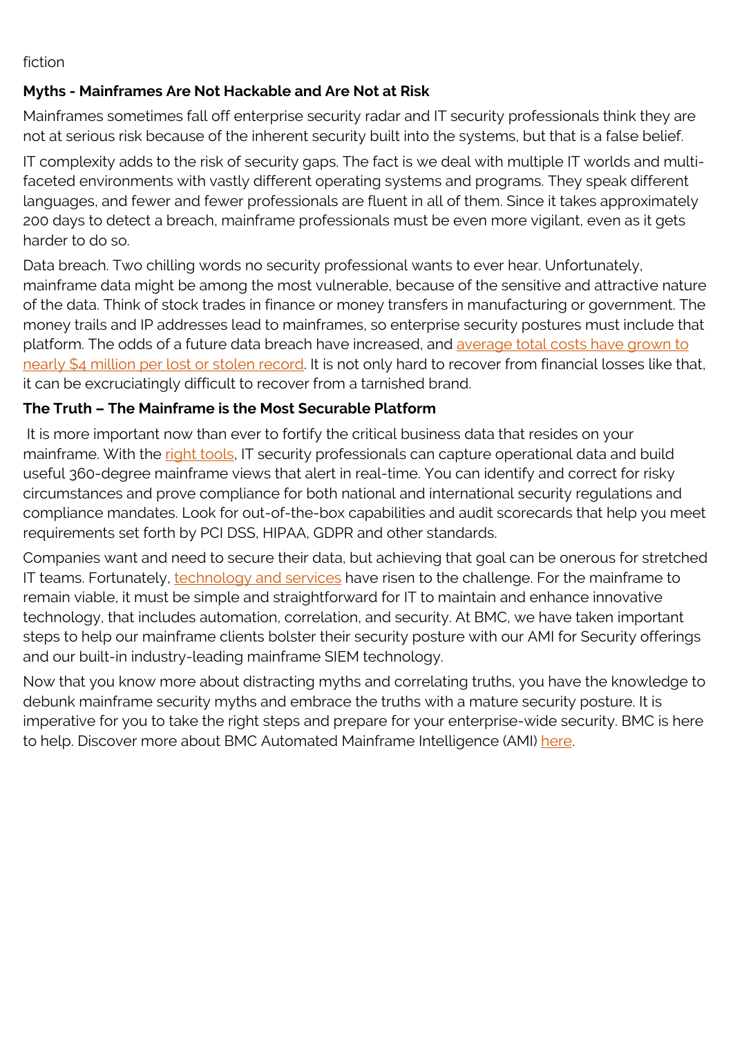fiction

**Myths - Mainframes Are Not Hackable and Are Not at Risk**

Mainframes sometimes fall off enterprise security radar and IT security professionals think they are not at serious risk because of the inherent security built into the systems, but that is a false belief.

IT complexity adds to the risk of security gaps. The fact is we deal with multiple IT worlds and multi-faceted environments with vastly different operating systems and programs. They speak different languages, and fewer and fewer professionals are fluent in all of them. Since it takes approximately 200 days to detect a breach, mainframe professionals must be even more vigilant, even as it gets harder to do so.

Data breach. Two chilling words no security professional wants to ever hear. Unfortunately, mainframe data might be among the most vulnerable, because of the sensitive and attractive nature of the data. Think of stock trades in finance or money transfers in manufacturing or government. The money trails and IP addresses lead to mainframes, so enterprise security postures must include that platform. The odds of a future data breach have increased, and average total costs have grown to nearly $4 million per lost or stolen record. It is not only hard to recover from financial losses like that, it can be excruciatingly difficult to recover from a tarnished brand.

**The Truth – The Mainframe is the Most Securable Platform**

It is more important now than ever to fortify the critical business data that resides on your mainframe. With the right tools, IT security professionals can capture operational data and build useful 360-degree mainframe views that alert in real-time. You can identify and correct for risky circumstances and prove compliance for both national and international security regulations and compliance mandates. Look for out-of-the-box capabilities and audit scorecards that help you meet requirements set forth by PCI DSS, HIPAA, GDPR and other standards.

Companies want and need to secure their data, but achieving that goal can be onerous for stretched IT teams. Fortunately, technology and services have risen to the challenge. For the mainframe to remain viable, it must be simple and straightforward for IT to maintain and enhance innovative technology, that includes automation, correlation, and security. At BMC, we have taken important steps to help our mainframe clients bolster their security posture with our AMI for Security offerings and our built-in industry-leading mainframe SIEM technology.

Now that you know more about distracting myths and correlating truths, you have the knowledge to debunk mainframe security myths and embrace the truths with a mature security posture. It is imperative for you to take the right steps and prepare for your enterprise-wide security. BMC is here to help. Discover more about BMC Automated Mainframe Intelligence (AMI) here.